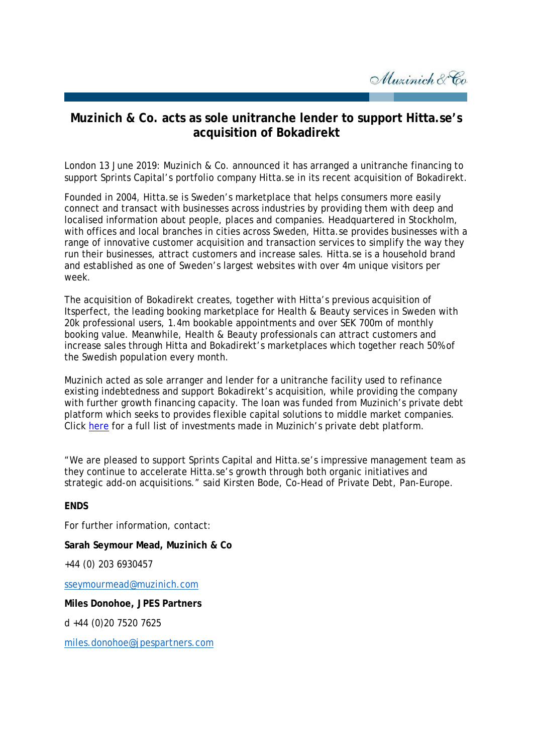Muzinich & Co

## Muzinich & Co. acts as sole unitranche lender to support Hitta.se's acquisition of Bokadirekt

London 13 June 2019: Muzinich & Co. announced it has arranged a unitranche financing to support Sprints Capital's portfolio company Hitta.se in its recent acquisition of Bokadirekt.

Founded in 2004, Hitta.se is Sweden's marketplace that helps consumers more easily connect and transact with businesses across industries by providing them with deep and localised information about people, places and companies. Headquartered in Stockholm, with offices and local branches in cities across Sweden, Hitta.se provides businesses with a range of innovative customer acquisition and transaction services to simplify the way they run their businesses, attract customers and increase sales. Hitta.se is a household brand and established as one of Sweden's largest websites with over 4m unique visitors per week.

The acquisition of Bokadirekt creates, together with Hitta's previous acquisition of Itsperfect, the leading booking marketplace for Health & Beauty services in Sweden with 20k professional users, 1.4m bookable appointments and over SEK 700m of monthly booking value. Meanwhile, Health & Beauty professionals can attract customers and increase sales through Hitta and Bokadirekt's marketplaces which together reach 50% of the Swedish population every month.

Muzinich acted as sole arranger and lender for a unitranche facility used to refinance existing indebtedness and support Bokadirekt's acquisition, while providing the company with further growth financing capacity. The loan was funded from Muzinich's private debt platform which seeks to provides flexible capital solutions to middle market companies. Click here for a full list of investments made in Muzinich's private debt platform.

"We are pleased to support Sprints Capital and Hitta.se's impressive management team as they continue to accelerate Hitta.se's growth through both organic initiatives and strategic add-on acquisitions." said Kirsten Bode, Co-Head of Private Debt, Pan-Europe.

**ENDS**

For further information, contact:

**Sarah Seymour Mead, Muzinich & Co**

+44 (0) 203 6930457

sseymourmead@muzinich.com

**Miles Donohoe, JPES Partners**

d +44 (0)20 7520 7625

miles.donohoe@jpespartners.com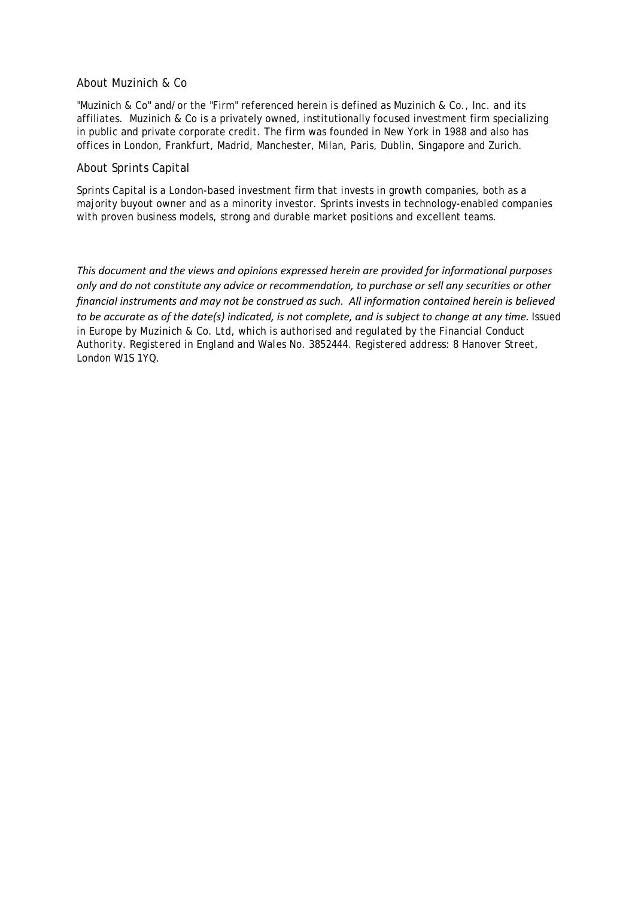## About Muzinich & Co

"Muzinich & Co" and/or the "Firm" referenced herein is defined as Muzinich & Co., Inc. and its affiliates. Muzinich & Co is a privately owned, institutionally focused investment firm specializing in public and private corporate credit. The firm was founded in New York in 1988 and also has offices in London, Frankfurt, Madrid, Manchester, Milan, Paris, Dublin, Singapore and Zurich.

## About Sprints Capital

Sprints Capital is a London-based investment firm that invests in growth companies, both as a majority buyout owner and as a minority investor. Sprints invests in technology-enabled companies with proven business models, strong and durable market positions and excellent teams.

*This document and the views and opinions expressed herein are provided for informational purposes only and do not constitute any advice or recommendation, to purchase or sell any securities or other financial instruments and may not be construed as such. All information contained herein is believed to be accurate as of the date(s) indicated, is not complete, and is subject to change at any time.* Issued in Europe by Muzinich & Co. Ltd, which is authorised and regulated by the Financial Conduct Authority. Registered in England and Wales No. 3852444. Registered address: 8 Hanover Street, London W1S 1YQ.